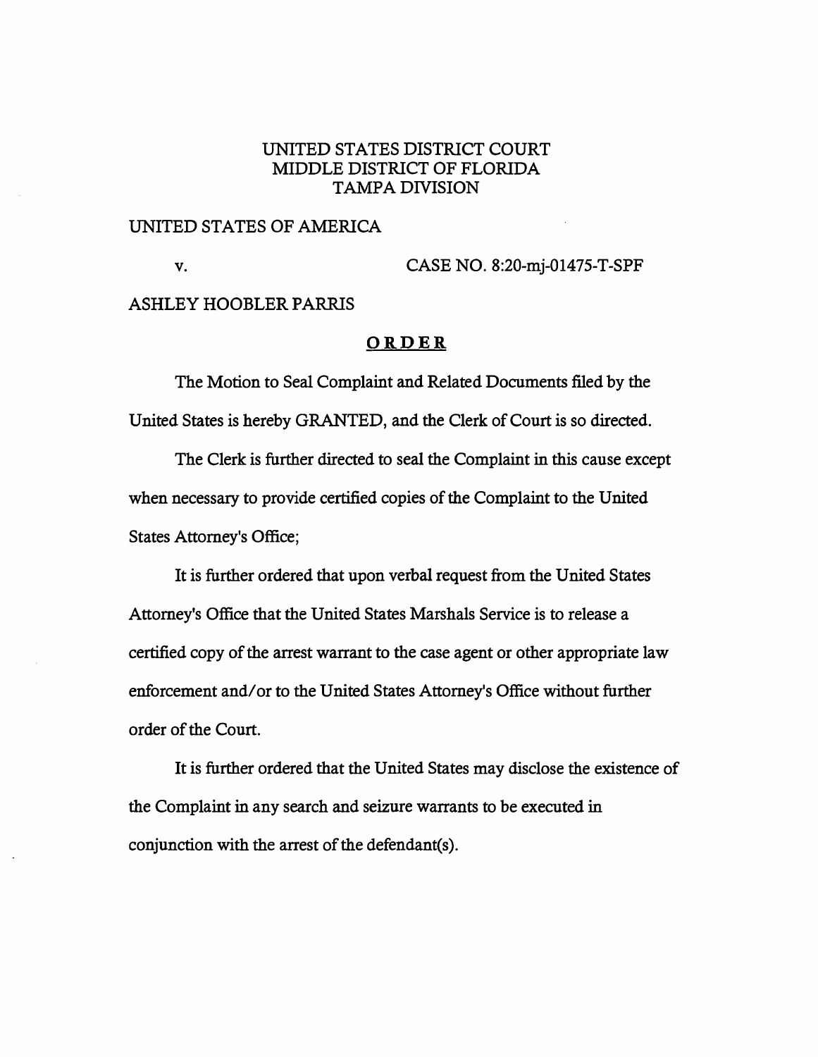UNITED STATES DISTRICT COURT
MIDDLE DISTRICT OF FLORIDA
TAMPA DIVISION

UNITED STATES OF AMERICA

v. CASE NO. 8:20-mj-01475-T-SPF

ASHLEY HOOBLER PARRIS

**ORDER**

The Motion to Seal Complaint and Related Documents filed by the United States is hereby GRANTED, and the Clerk of Court is so directed.

The Clerk is further directed to seal the Complaint in this cause except when necessary to provide certified copies of the Complaint to the United States Attorney's Office;

It is further ordered that upon verbal request from the United States Attorney's Office that the United States Marshals Service is to release a certified copy of the arrest warrant to the case agent or other appropriate law enforcement and/or to the United States Attorney's Office without further order of the Court.

It is further ordered that the United States may disclose the existence of the Complaint in any search and seizure warrants to be executed in conjunction with the arrest of the defendant(s).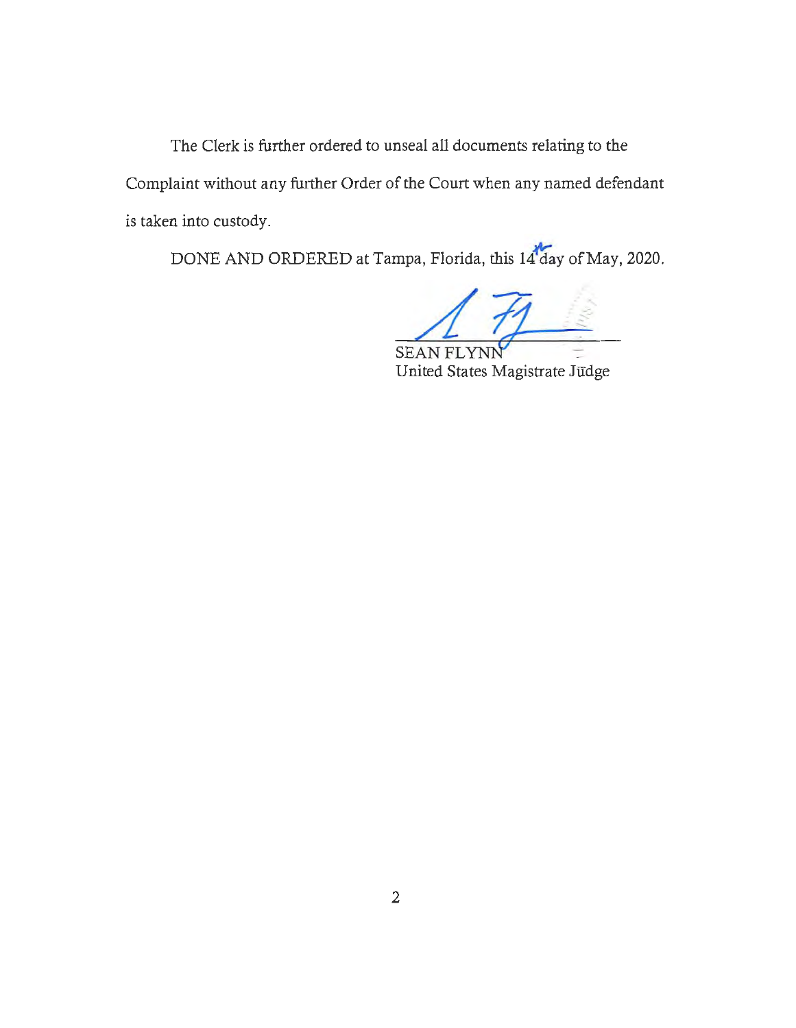The Clerk is further ordered to unseal all documents relating to the Complaint without any further Order of the Court when any named defendant is taken into custody.

DONE AND ORDERED at Tampa, Florida, this 14th day of May, 2020.

SEAN FLYNN
United States Magistrate Judge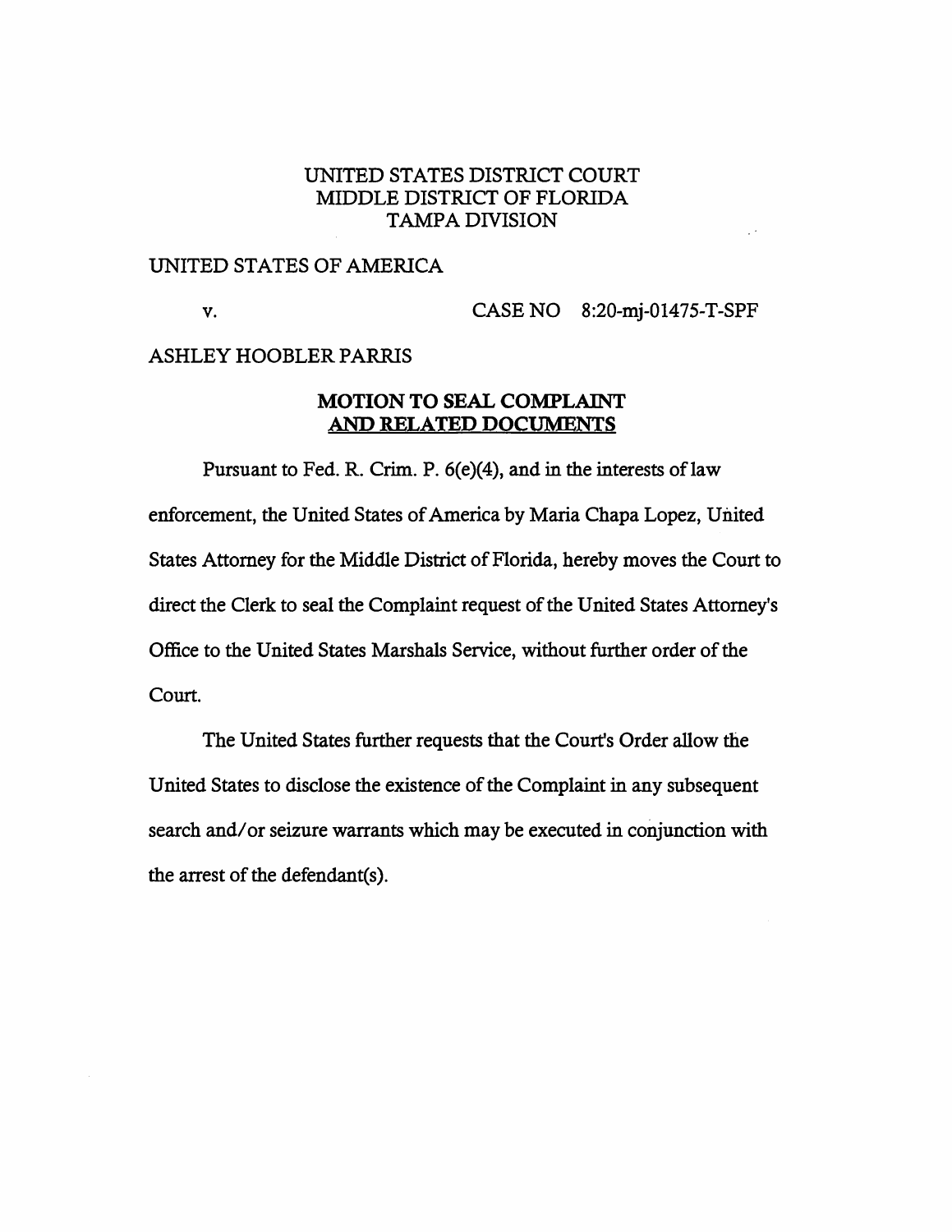UNITED STATES DISTRICT COURT
MIDDLE DISTRICT OF FLORIDA
TAMPA DIVISION

UNITED STATES OF AMERICA

v. CASE NO 8:20-mj-01475-T-SPF

ASHLEY HOOBLER PARRIS

## MOTION TO SEAL COMPLAINT AND RELATED DOCUMENTS

Pursuant to Fed. R. Crim. P. 6(e)(4), and in the interests of law enforcement, the United States of America by Maria Chapa Lopez, United States Attorney for the Middle District of Florida, hereby moves the Court to direct the Clerk to seal the Complaint request of the United States Attorney's Office to the United States Marshals Service, without further order of the Court.

The United States further requests that the Court's Order allow the United States to disclose the existence of the Complaint in any subsequent search and/or seizure warrants which may be executed in conjunction with the arrest of the defendant(s).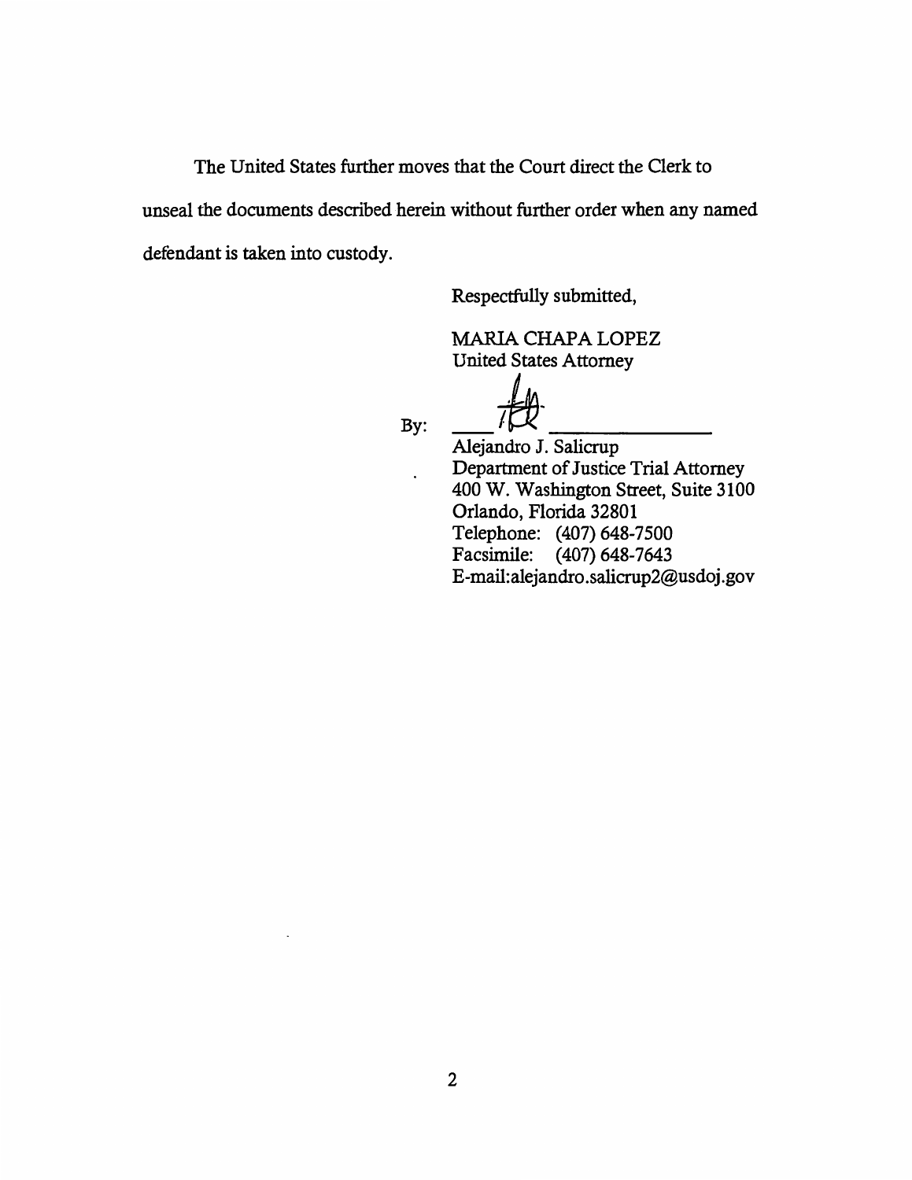The United States further moves that the Court direct the Clerk to unseal the documents described herein without further order when any named defendant is taken into custody.

Respectfully submitted,

MARIA CHAPA LOPEZ
United States Attorney

By: _______________________

Alejandro J. Salicrup
Department of Justice Trial Attorney
400 W. Washington Street, Suite 3100
Orlando, Florida 32801
Telephone: (407) 648-7500
Facsimile: (407) 648-7643
E-mail:alejandro.salicrup2@usdoj.gov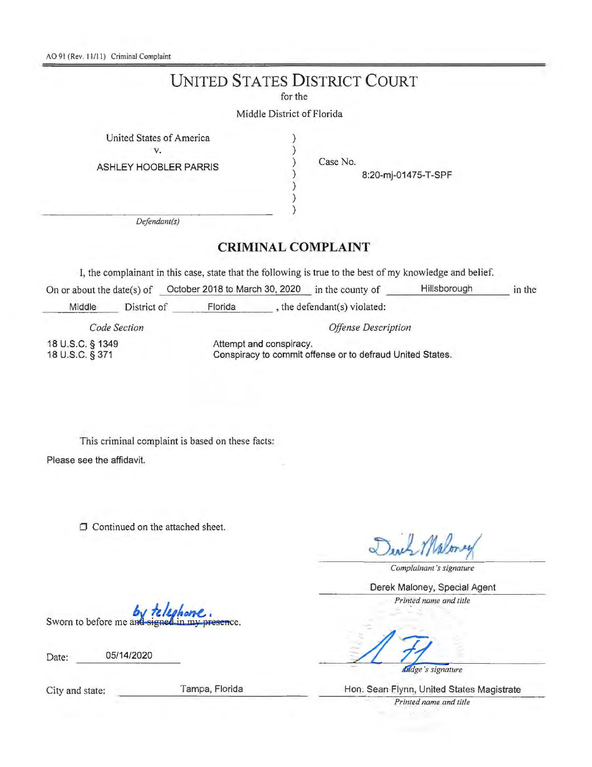AO 91 (Rev. 11/11) Criminal Complaint

# UNITED STATES DISTRICT COURT

for the

Middle District of Florida

United States of America
v.
ASHLEY HOOBLER PARRIS

*Defendant(s)*

Case No. 8:20-mj-01475-T-SPF

## CRIMINAL COMPLAINT

I, the complainant in this case, state that the following is true to the best of my knowledge and belief.

On or about the date(s) of October 2018 to March 30, 2020 in the county of Hillsborough in the Middle District of Florida, the defendant(s) violated:

| *Code Section* | *Offense Description* |
|---|---|
| 18 U.S.C. § 1349 | Attempt and conspiracy. |
| 18 U.S.C. § 371 | Conspiracy to commit offense or to defraud United States. |

This criminal complaint is based on these facts:

Please see the affidavit.

☐ Continued on the attached sheet.

Derek Maloney

*Complainant's signature*

Derek Maloney, Special Agent

*Printed name and title*

Sworn to before me ~~and signed in my presence~~ by telephone.

Date: 05/14/2020

*Judge's signature*

City and state: Tampa, Florida

Hon. Sean Flynn, United States Magistrate

*Printed name and title*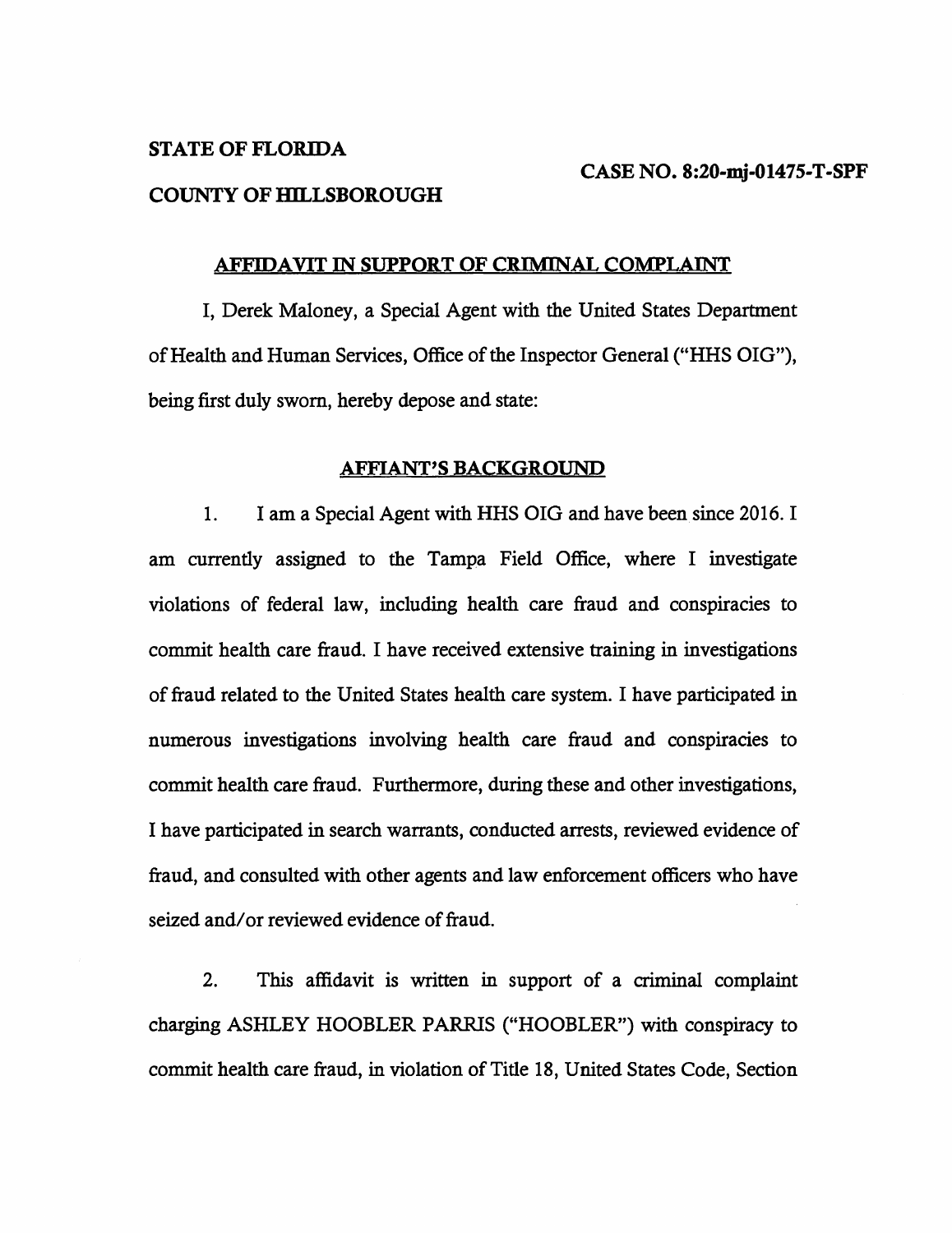**STATE OF FLORIDA**

**CASE NO. 8:20-mj-01475-T-SPF**

**COUNTY OF HILLSBOROUGH**

## AFFIDAVIT IN SUPPORT OF CRIMINAL COMPLAINT

I, Derek Maloney, a Special Agent with the United States Department of Health and Human Services, Office of the Inspector General ("HHS OIG"), being first duly sworn, hereby depose and state:

## AFFIANT'S BACKGROUND

1. I am a Special Agent with HHS OIG and have been since 2016. I am currently assigned to the Tampa Field Office, where I investigate violations of federal law, including health care fraud and conspiracies to commit health care fraud. I have received extensive training in investigations of fraud related to the United States health care system. I have participated in numerous investigations involving health care fraud and conspiracies to commit health care fraud. Furthermore, during these and other investigations, I have participated in search warrants, conducted arrests, reviewed evidence of fraud, and consulted with other agents and law enforcement officers who have seized and/or reviewed evidence of fraud.

2. This affidavit is written in support of a criminal complaint charging ASHLEY HOOBLER PARRIS ("HOOBLER") with conspiracy to commit health care fraud, in violation of Title 18, United States Code, Section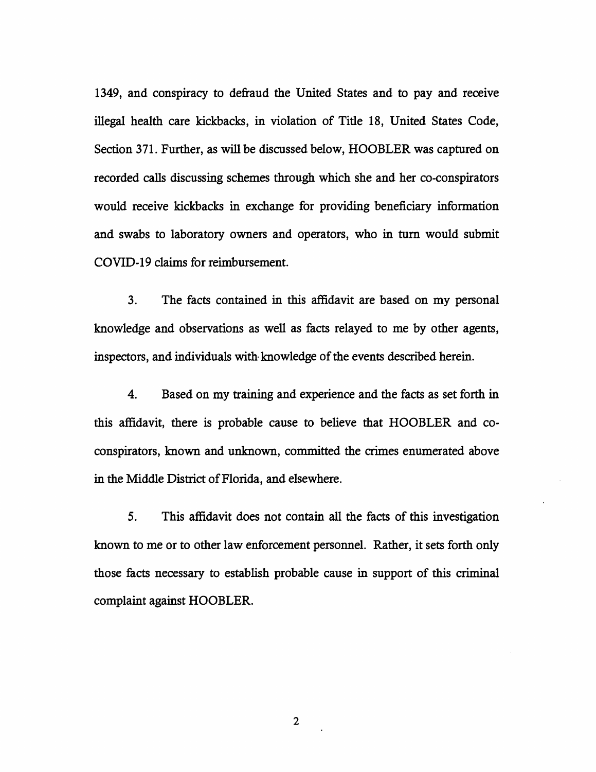1349, and conspiracy to defraud the United States and to pay and receive illegal health care kickbacks, in violation of Title 18, United States Code, Section 371. Further, as will be discussed below, HOOBLER was captured on recorded calls discussing schemes through which she and her co-conspirators would receive kickbacks in exchange for providing beneficiary information and swabs to laboratory owners and operators, who in turn would submit COVID-19 claims for reimbursement.

3. The facts contained in this affidavit are based on my personal knowledge and observations as well as facts relayed to me by other agents, inspectors, and individuals with knowledge of the events described herein.

4. Based on my training and experience and the facts as set forth in this affidavit, there is probable cause to believe that HOOBLER and co-conspirators, known and unknown, committed the crimes enumerated above in the Middle District of Florida, and elsewhere.

5. This affidavit does not contain all the facts of this investigation known to me or to other law enforcement personnel. Rather, it sets forth only those facts necessary to establish probable cause in support of this criminal complaint against HOOBLER.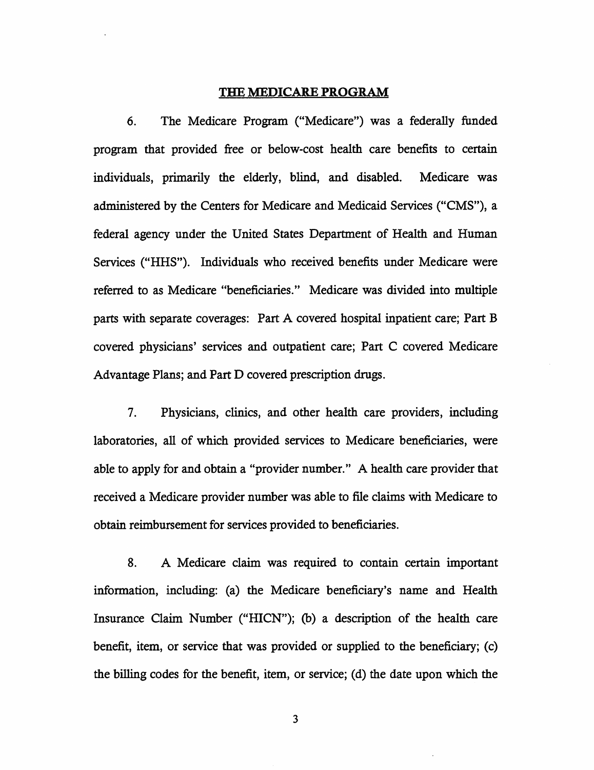## THE MEDICARE PROGRAM

6. The Medicare Program ("Medicare") was a federally funded program that provided free or below-cost health care benefits to certain individuals, primarily the elderly, blind, and disabled. Medicare was administered by the Centers for Medicare and Medicaid Services ("CMS"), a federal agency under the United States Department of Health and Human Services ("HHS"). Individuals who received benefits under Medicare were referred to as Medicare "beneficiaries." Medicare was divided into multiple parts with separate coverages: Part A covered hospital inpatient care; Part B covered physicians' services and outpatient care; Part C covered Medicare Advantage Plans; and Part D covered prescription drugs.

7. Physicians, clinics, and other health care providers, including laboratories, all of which provided services to Medicare beneficiaries, were able to apply for and obtain a "provider number." A health care provider that received a Medicare provider number was able to file claims with Medicare to obtain reimbursement for services provided to beneficiaries.

8. A Medicare claim was required to contain certain important information, including: (a) the Medicare beneficiary's name and Health Insurance Claim Number ("HICN"); (b) a description of the health care benefit, item, or service that was provided or supplied to the beneficiary; (c) the billing codes for the benefit, item, or service; (d) the date upon which the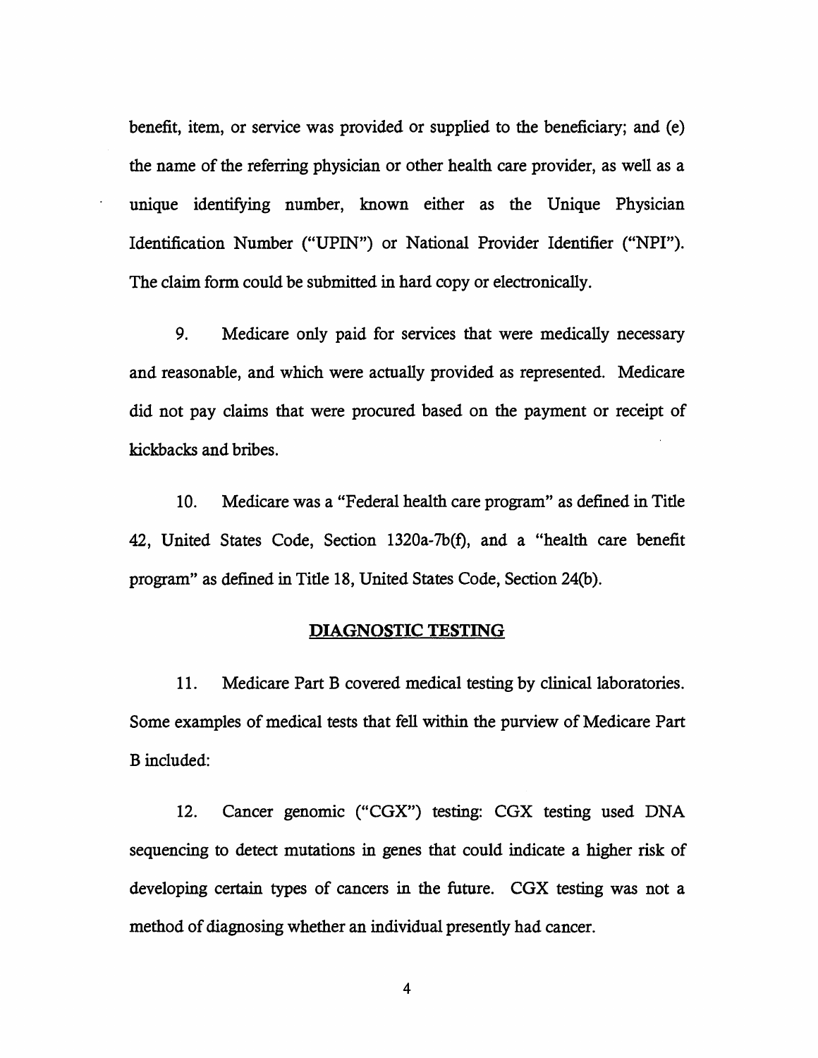benefit, item, or service was provided or supplied to the beneficiary; and (e) the name of the referring physician or other health care provider, as well as a unique identifying number, known either as the Unique Physician Identification Number ("UPIN") or National Provider Identifier ("NPI"). The claim form could be submitted in hard copy or electronically.

9. Medicare only paid for services that were medically necessary and reasonable, and which were actually provided as represented. Medicare did not pay claims that were procured based on the payment or receipt of kickbacks and bribes.

10. Medicare was a "Federal health care program" as defined in Title 42, United States Code, Section 1320a-7b(f), and a "health care benefit program" as defined in Title 18, United States Code, Section 24(b).

## DIAGNOSTIC TESTING

11. Medicare Part B covered medical testing by clinical laboratories. Some examples of medical tests that fell within the purview of Medicare Part B included:

12. Cancer genomic ("CGX") testing: CGX testing used DNA sequencing to detect mutations in genes that could indicate a higher risk of developing certain types of cancers in the future. CGX testing was not a method of diagnosing whether an individual presently had cancer.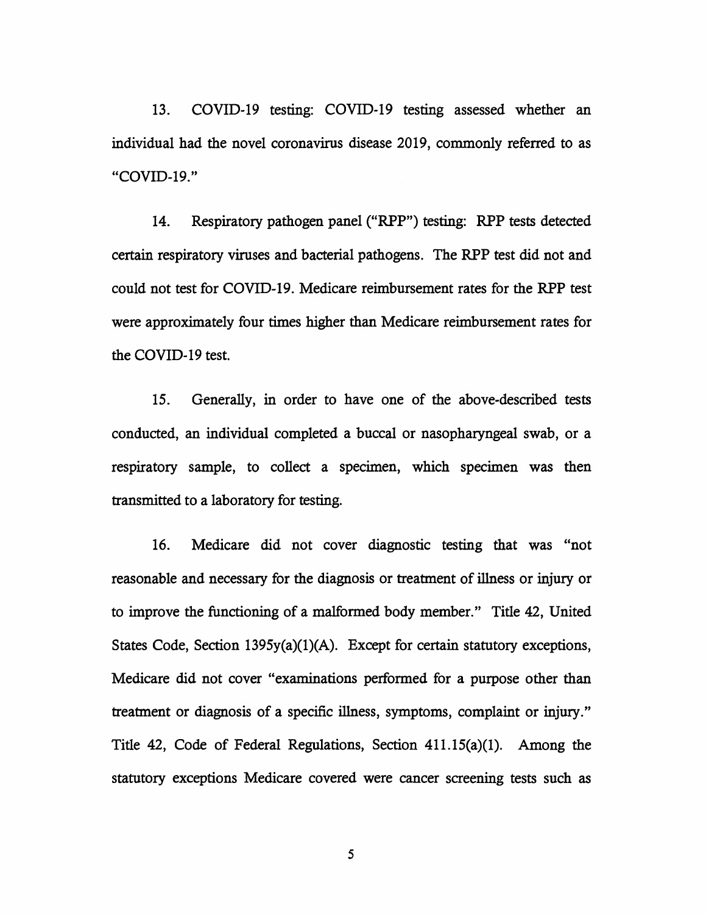13. COVID-19 testing: COVID-19 testing assessed whether an individual had the novel coronavirus disease 2019, commonly referred to as "COVID-19."

14. Respiratory pathogen panel ("RPP") testing: RPP tests detected certain respiratory viruses and bacterial pathogens. The RPP test did not and could not test for COVID-19. Medicare reimbursement rates for the RPP test were approximately four times higher than Medicare reimbursement rates for the COVID-19 test.

15. Generally, in order to have one of the above-described tests conducted, an individual completed a buccal or nasopharyngeal swab, or a respiratory sample, to collect a specimen, which specimen was then transmitted to a laboratory for testing.

16. Medicare did not cover diagnostic testing that was "not reasonable and necessary for the diagnosis or treatment of illness or injury or to improve the functioning of a malformed body member." Title 42, United States Code, Section 1395y(a)(1)(A). Except for certain statutory exceptions, Medicare did not cover "examinations performed for a purpose other than treatment or diagnosis of a specific illness, symptoms, complaint or injury." Title 42, Code of Federal Regulations, Section 411.15(a)(1). Among the statutory exceptions Medicare covered were cancer screening tests such as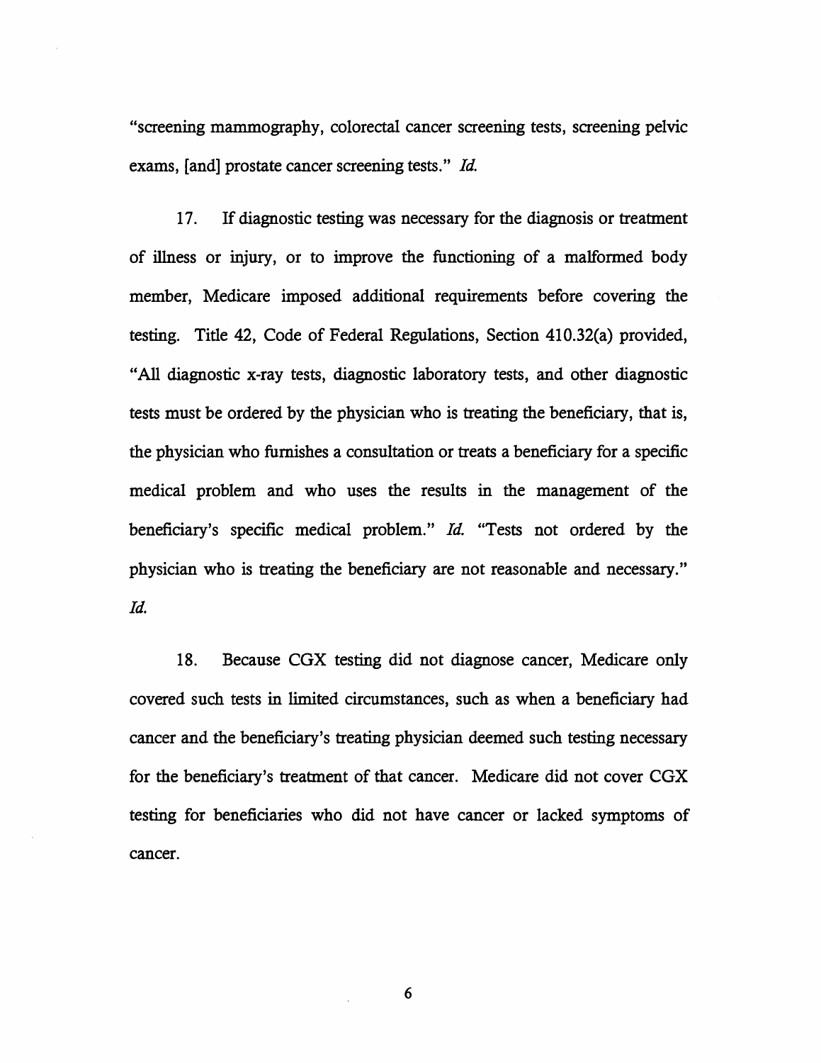"screening mammography, colorectal cancer screening tests, screening pelvic exams, [and] prostate cancer screening tests." *Id.*

17. If diagnostic testing was necessary for the diagnosis or treatment of illness or injury, or to improve the functioning of a malformed body member, Medicare imposed additional requirements before covering the testing. Title 42, Code of Federal Regulations, Section 410.32(a) provided, "All diagnostic x-ray tests, diagnostic laboratory tests, and other diagnostic tests must be ordered by the physician who is treating the beneficiary, that is, the physician who furnishes a consultation or treats a beneficiary for a specific medical problem and who uses the results in the management of the beneficiary's specific medical problem." *Id.* "Tests not ordered by the physician who is treating the beneficiary are not reasonable and necessary." *Id.*

18. Because CGX testing did not diagnose cancer, Medicare only covered such tests in limited circumstances, such as when a beneficiary had cancer and the beneficiary's treating physician deemed such testing necessary for the beneficiary's treatment of that cancer. Medicare did not cover CGX testing for beneficiaries who did not have cancer or lacked symptoms of cancer.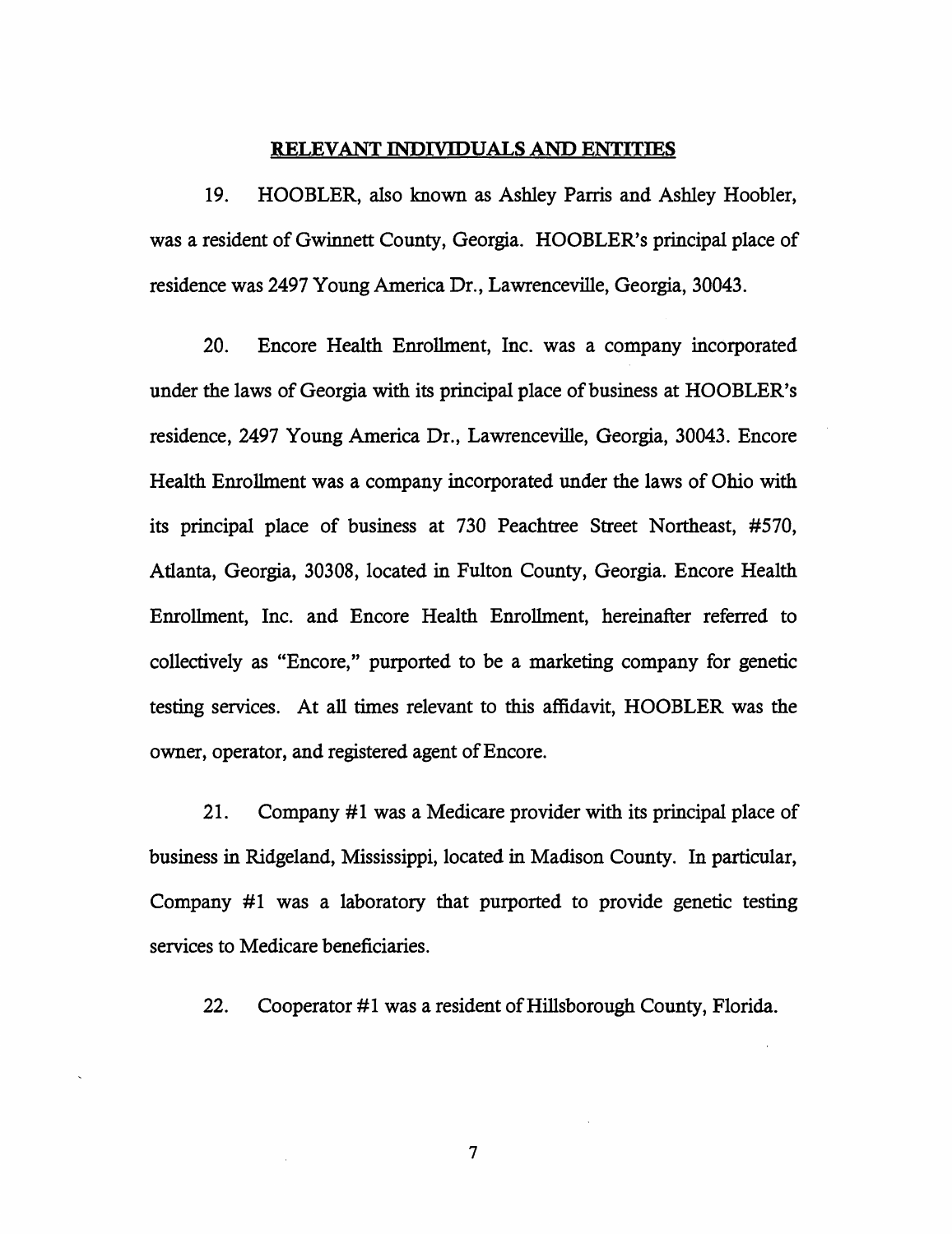## RELEVANT INDIVIDUALS AND ENTITIES

19. HOOBLER, also known as Ashley Parris and Ashley Hoobler, was a resident of Gwinnett County, Georgia. HOOBLER's principal place of residence was 2497 Young America Dr., Lawrenceville, Georgia, 30043.

20. Encore Health Enrollment, Inc. was a company incorporated under the laws of Georgia with its principal place of business at HOOBLER's residence, 2497 Young America Dr., Lawrenceville, Georgia, 30043. Encore Health Enrollment was a company incorporated under the laws of Ohio with its principal place of business at 730 Peachtree Street Northeast, #570, Atlanta, Georgia, 30308, located in Fulton County, Georgia. Encore Health Enrollment, Inc. and Encore Health Enrollment, hereinafter referred to collectively as "Encore," purported to be a marketing company for genetic testing services. At all times relevant to this affidavit, HOOBLER was the owner, operator, and registered agent of Encore.

21. Company #1 was a Medicare provider with its principal place of business in Ridgeland, Mississippi, located in Madison County. In particular, Company #1 was a laboratory that purported to provide genetic testing services to Medicare beneficiaries.

22. Cooperator #1 was a resident of Hillsborough County, Florida.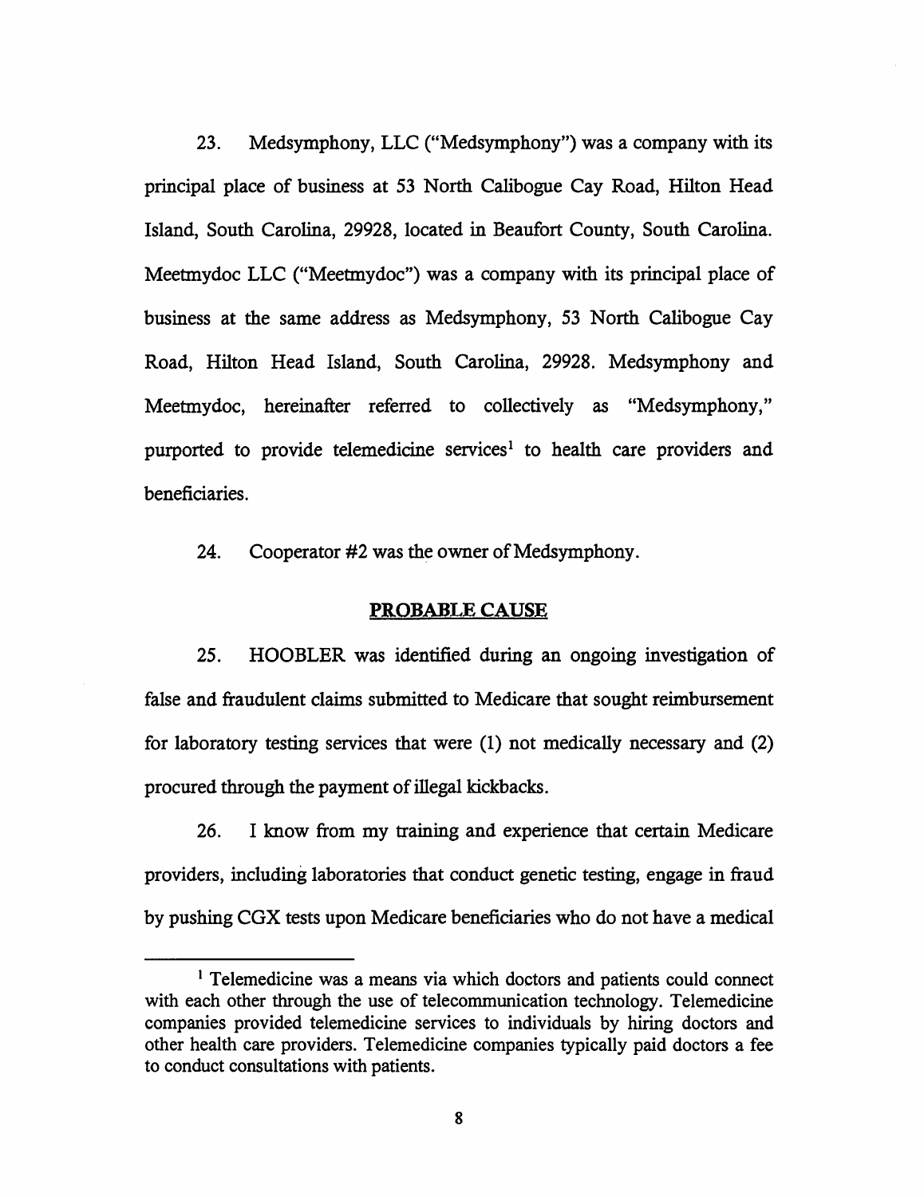23. Medsymphony, LLC ("Medsymphony") was a company with its principal place of business at 53 North Calibogue Cay Road, Hilton Head Island, South Carolina, 29928, located in Beaufort County, South Carolina. Meetmydoc LLC ("Meetmydoc") was a company with its principal place of business at the same address as Medsymphony, 53 North Calibogue Cay Road, Hilton Head Island, South Carolina, 29928. Medsymphony and Meetmydoc, hereinafter referred to collectively as "Medsymphony," purported to provide telemedicine services[1] to health care providers and beneficiaries.

24. Cooperator #2 was the owner of Medsymphony.

## PROBABLE CAUSE

25. HOOBLER was identified during an ongoing investigation of false and fraudulent claims submitted to Medicare that sought reimbursement for laboratory testing services that were (1) not medically necessary and (2) procured through the payment of illegal kickbacks.

26. I know from my training and experience that certain Medicare providers, including laboratories that conduct genetic testing, engage in fraud by pushing CGX tests upon Medicare beneficiaries who do not have a medical

---

[1] Telemedicine was a means via which doctors and patients could connect with each other through the use of telecommunication technology. Telemedicine companies provided telemedicine services to individuals by hiring doctors and other health care providers. Telemedicine companies typically paid doctors a fee to conduct consultations with patients.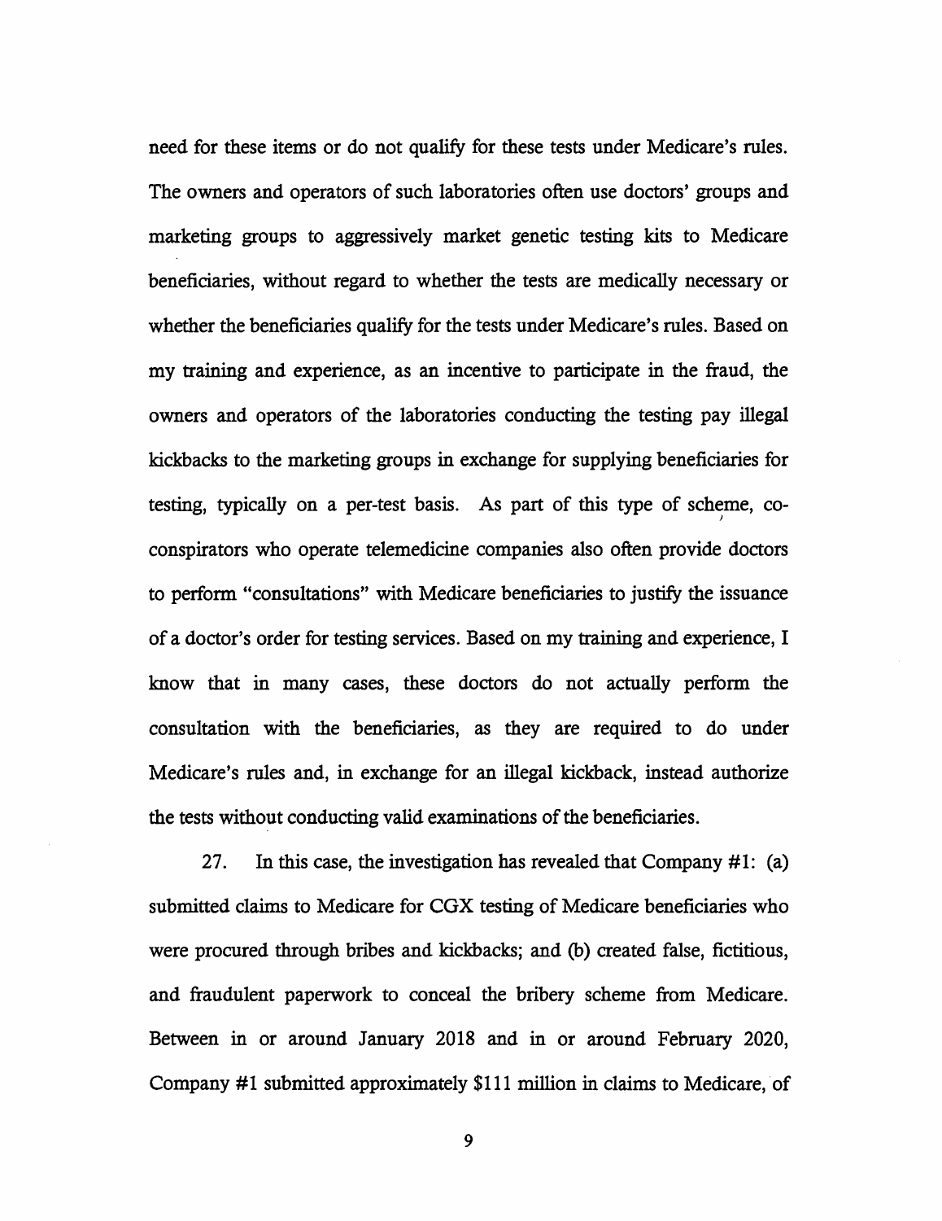need for these items or do not qualify for these tests under Medicare's rules. The owners and operators of such laboratories often use doctors' groups and marketing groups to aggressively market genetic testing kits to Medicare beneficiaries, without regard to whether the tests are medically necessary or whether the beneficiaries qualify for the tests under Medicare's rules. Based on my training and experience, as an incentive to participate in the fraud, the owners and operators of the laboratories conducting the testing pay illegal kickbacks to the marketing groups in exchange for supplying beneficiaries for testing, typically on a per-test basis. As part of this type of scheme, co-conspirators who operate telemedicine companies also often provide doctors to perform "consultations" with Medicare beneficiaries to justify the issuance of a doctor's order for testing services. Based on my training and experience, I know that in many cases, these doctors do not actually perform the consultation with the beneficiaries, as they are required to do under Medicare's rules and, in exchange for an illegal kickback, instead authorize the tests without conducting valid examinations of the beneficiaries.

27. In this case, the investigation has revealed that Company #1: (a) submitted claims to Medicare for CGX testing of Medicare beneficiaries who were procured through bribes and kickbacks; and (b) created false, fictitious, and fraudulent paperwork to conceal the bribery scheme from Medicare. Between in or around January 2018 and in or around February 2020, Company #1 submitted approximately $111 million in claims to Medicare, of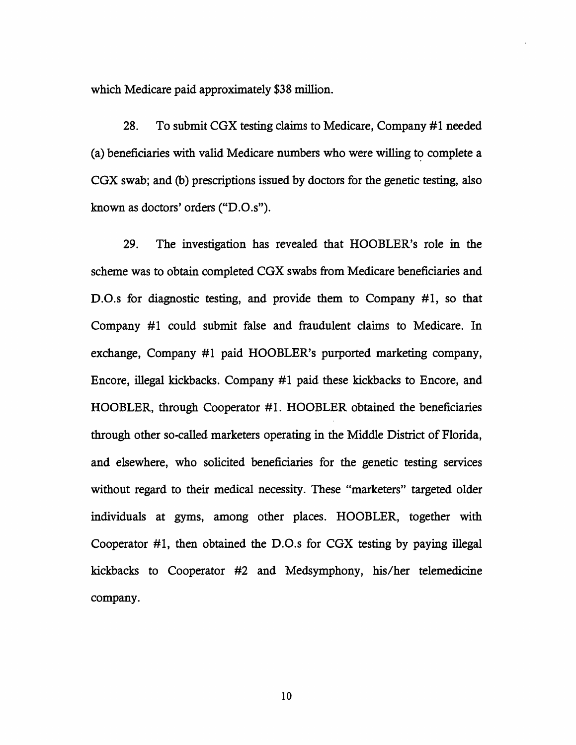which Medicare paid approximately $38 million.

28. To submit CGX testing claims to Medicare, Company #1 needed (a) beneficiaries with valid Medicare numbers who were willing to complete a CGX swab; and (b) prescriptions issued by doctors for the genetic testing, also known as doctors' orders ("D.O.s").

29. The investigation has revealed that HOOBLER's role in the scheme was to obtain completed CGX swabs from Medicare beneficiaries and D.O.s for diagnostic testing, and provide them to Company #1, so that Company #1 could submit false and fraudulent claims to Medicare. In exchange, Company #1 paid HOOBLER's purported marketing company, Encore, illegal kickbacks. Company #1 paid these kickbacks to Encore, and HOOBLER, through Cooperator #1. HOOBLER obtained the beneficiaries through other so-called marketers operating in the Middle District of Florida, and elsewhere, who solicited beneficiaries for the genetic testing services without regard to their medical necessity. These "marketers" targeted older individuals at gyms, among other places. HOOBLER, together with Cooperator #1, then obtained the D.O.s for CGX testing by paying illegal kickbacks to Cooperator #2 and Medsymphony, his/her telemedicine company.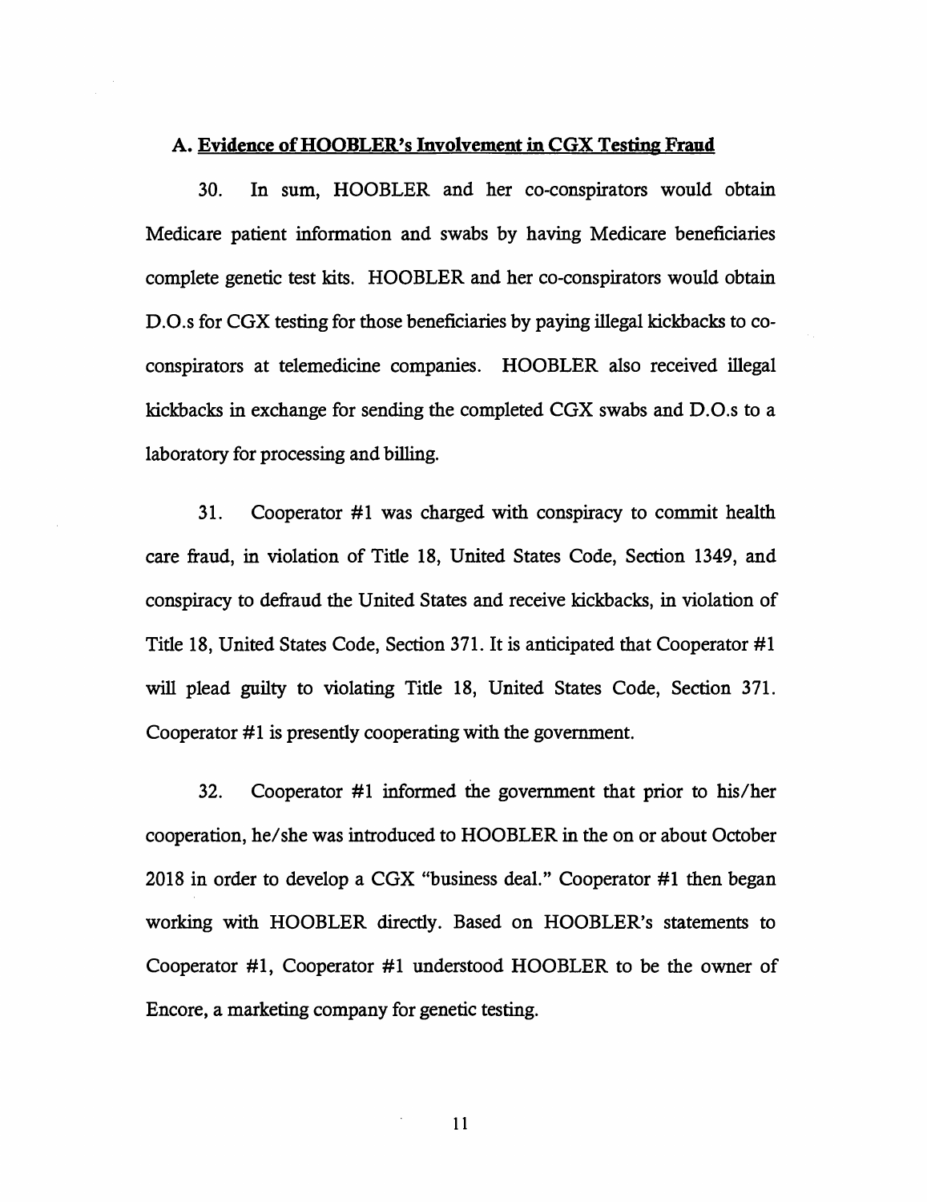### A. Evidence of HOOBLER's Involvement in CGX Testing Fraud

30. In sum, HOOBLER and her co-conspirators would obtain Medicare patient information and swabs by having Medicare beneficiaries complete genetic test kits. HOOBLER and her co-conspirators would obtain D.O.s for CGX testing for those beneficiaries by paying illegal kickbacks to co-conspirators at telemedicine companies. HOOBLER also received illegal kickbacks in exchange for sending the completed CGX swabs and D.O.s to a laboratory for processing and billing.

31. Cooperator #1 was charged with conspiracy to commit health care fraud, in violation of Title 18, United States Code, Section 1349, and conspiracy to defraud the United States and receive kickbacks, in violation of Title 18, United States Code, Section 371. It is anticipated that Cooperator #1 will plead guilty to violating Title 18, United States Code, Section 371. Cooperator #1 is presently cooperating with the government.

32. Cooperator #1 informed the government that prior to his/her cooperation, he/she was introduced to HOOBLER in the on or about October 2018 in order to develop a CGX "business deal." Cooperator #1 then began working with HOOBLER directly. Based on HOOBLER's statements to Cooperator #1, Cooperator #1 understood HOOBLER to be the owner of Encore, a marketing company for genetic testing.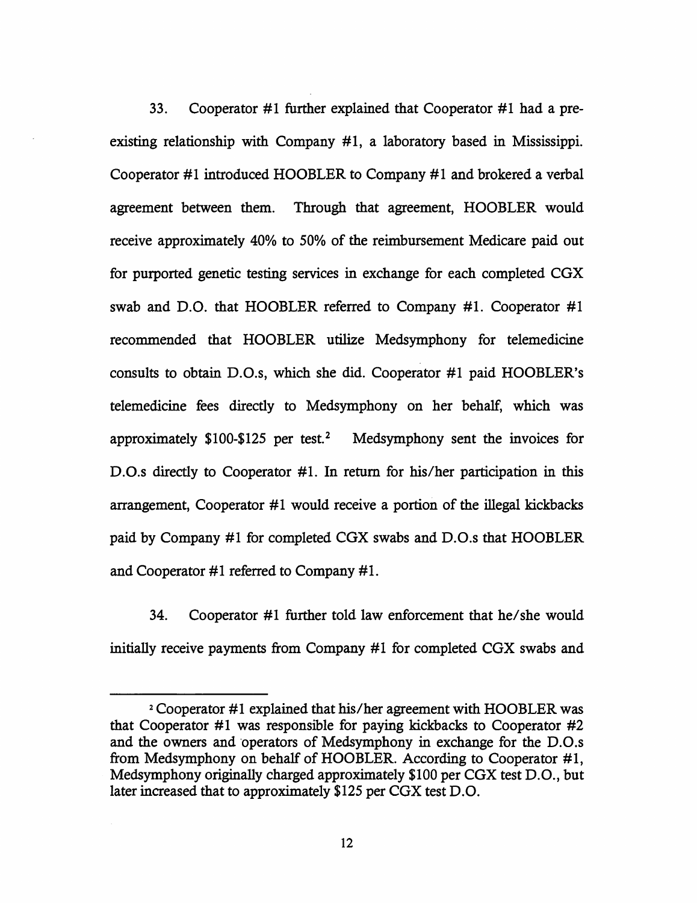33. Cooperator #1 further explained that Cooperator #1 had a pre-existing relationship with Company #1, a laboratory based in Mississippi. Cooperator #1 introduced HOOBLER to Company #1 and brokered a verbal agreement between them. Through that agreement, HOOBLER would receive approximately 40% to 50% of the reimbursement Medicare paid out for purported genetic testing services in exchange for each completed CGX swab and D.O. that HOOBLER referred to Company #1. Cooperator #1 recommended that HOOBLER utilize Medsymphony for telemedicine consults to obtain D.O.s, which she did. Cooperator #1 paid HOOBLER's telemedicine fees directly to Medsymphony on her behalf, which was approximately $100-$125 per test.[2] Medsymphony sent the invoices for D.O.s directly to Cooperator #1. In return for his/her participation in this arrangement, Cooperator #1 would receive a portion of the illegal kickbacks paid by Company #1 for completed CGX swabs and D.O.s that HOOBLER and Cooperator #1 referred to Company #1.

34. Cooperator #1 further told law enforcement that he/she would initially receive payments from Company #1 for completed CGX swabs and

---

[2] Cooperator #1 explained that his/her agreement with HOOBLER was that Cooperator #1 was responsible for paying kickbacks to Cooperator #2 and the owners and operators of Medsymphony in exchange for the D.O.s from Medsymphony on behalf of HOOBLER. According to Cooperator #1, Medsymphony originally charged approximately $100 per CGX test D.O., but later increased that to approximately $125 per CGX test D.O.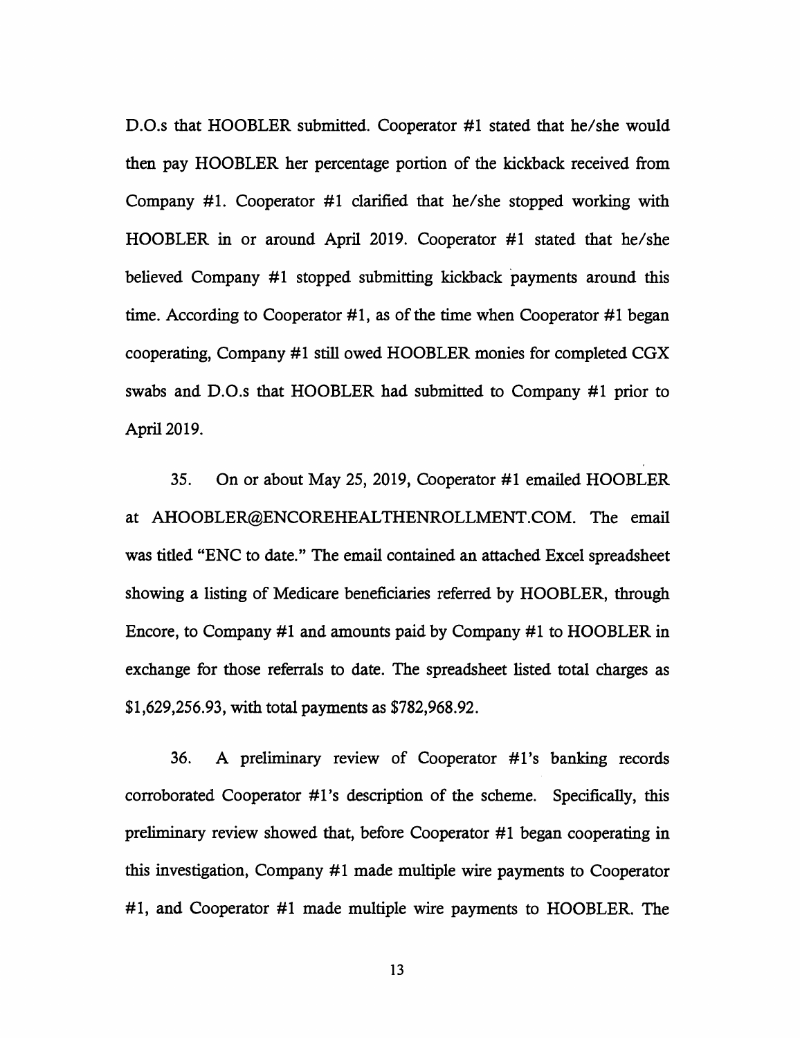D.O.s that HOOBLER submitted. Cooperator #1 stated that he/she would then pay HOOBLER her percentage portion of the kickback received from Company #1. Cooperator #1 clarified that he/she stopped working with HOOBLER in or around April 2019. Cooperator #1 stated that he/she believed Company #1 stopped submitting kickback payments around this time. According to Cooperator #1, as of the time when Cooperator #1 began cooperating, Company #1 still owed HOOBLER monies for completed CGX swabs and D.O.s that HOOBLER had submitted to Company #1 prior to April 2019.

35. On or about May 25, 2019, Cooperator #1 emailed HOOBLER at AHOOBLER@ENCOREHEALTHENROLLMENT.COM. The email was titled "ENC to date." The email contained an attached Excel spreadsheet showing a listing of Medicare beneficiaries referred by HOOBLER, through Encore, to Company #1 and amounts paid by Company #1 to HOOBLER in exchange for those referrals to date. The spreadsheet listed total charges as $1,629,256.93, with total payments as $782,968.92.

36. A preliminary review of Cooperator #1's banking records corroborated Cooperator #1's description of the scheme. Specifically, this preliminary review showed that, before Cooperator #1 began cooperating in this investigation, Company #1 made multiple wire payments to Cooperator #1, and Cooperator #1 made multiple wire payments to HOOBLER. The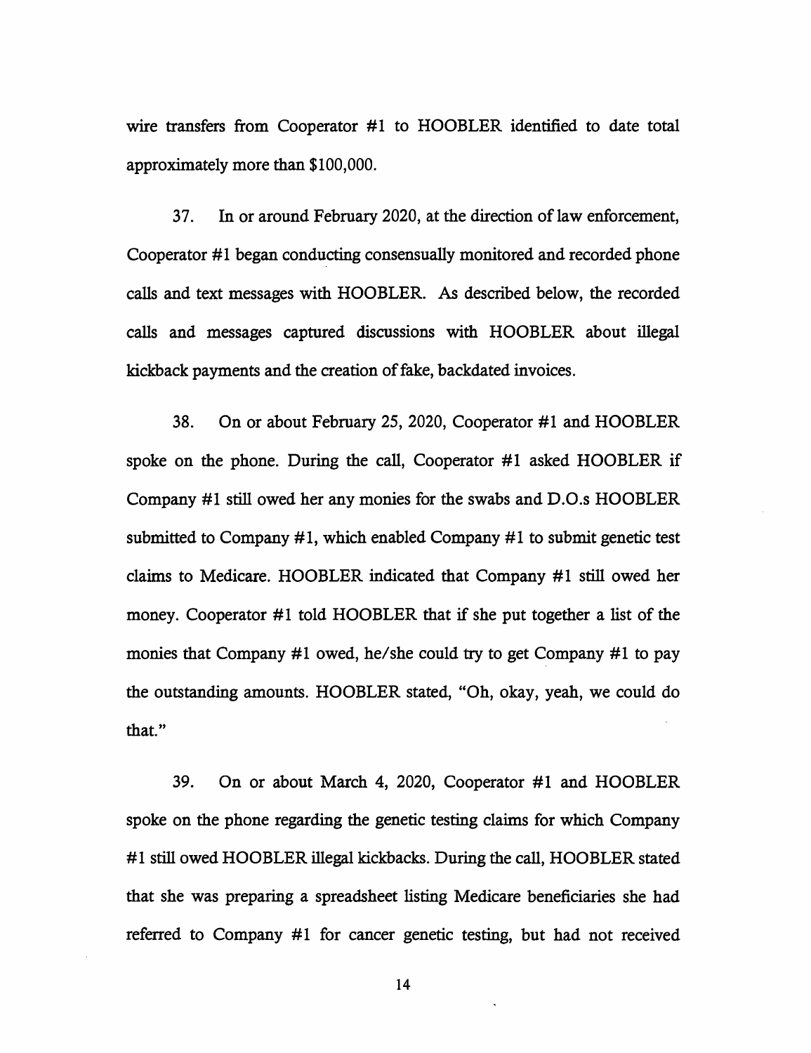wire transfers from Cooperator #1 to HOOBLER identified to date total approximately more than $100,000.

37. In or around February 2020, at the direction of law enforcement, Cooperator #1 began conducting consensually monitored and recorded phone calls and text messages with HOOBLER. As described below, the recorded calls and messages captured discussions with HOOBLER about illegal kickback payments and the creation of fake, backdated invoices.

38. On or about February 25, 2020, Cooperator #1 and HOOBLER spoke on the phone. During the call, Cooperator #1 asked HOOBLER if Company #1 still owed her any monies for the swabs and D.O.s HOOBLER submitted to Company #1, which enabled Company #1 to submit genetic test claims to Medicare. HOOBLER indicated that Company #1 still owed her money. Cooperator #1 told HOOBLER that if she put together a list of the monies that Company #1 owed, he/she could try to get Company #1 to pay the outstanding amounts. HOOBLER stated, "Oh, okay, yeah, we could do that."

39. On or about March 4, 2020, Cooperator #1 and HOOBLER spoke on the phone regarding the genetic testing claims for which Company #1 still owed HOOBLER illegal kickbacks. During the call, HOOBLER stated that she was preparing a spreadsheet listing Medicare beneficiaries she had referred to Company #1 for cancer genetic testing, but had not received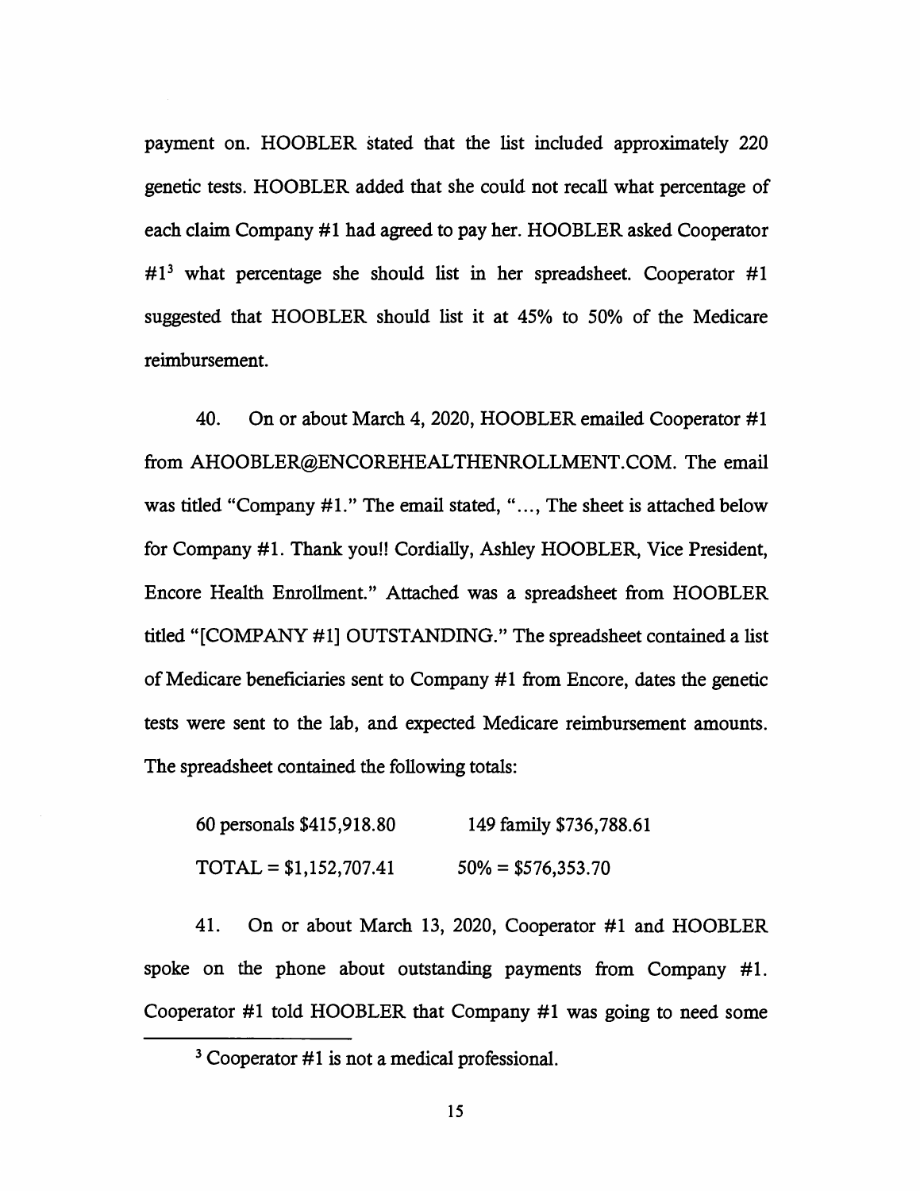payment on. HOOBLER stated that the list included approximately 220 genetic tests. HOOBLER added that she could not recall what percentage of each claim Company #1 had agreed to pay her. HOOBLER asked Cooperator #1[3] what percentage she should list in her spreadsheet. Cooperator #1 suggested that HOOBLER should list it at 45% to 50% of the Medicare reimbursement.

40. On or about March 4, 2020, HOOBLER emailed Cooperator #1 from AHOOBLER@ENCOREHEALTHENROLLMENT.COM. The email was titled "Company #1." The email stated, "..., The sheet is attached below for Company #1. Thank you!! Cordially, Ashley HOOBLER, Vice President, Encore Health Enrollment." Attached was a spreadsheet from HOOBLER titled "[COMPANY #1] OUTSTANDING." The spreadsheet contained a list of Medicare beneficiaries sent to Company #1 from Encore, dates the genetic tests were sent to the lab, and expected Medicare reimbursement amounts. The spreadsheet contained the following totals:

60 personals $415,918.80 &nbsp;&nbsp;&nbsp;&nbsp; 149 family $736,788.61

TOTAL = $1,152,707.41 &nbsp;&nbsp;&nbsp;&nbsp; 50% = $576,353.70

41. On or about March 13, 2020, Cooperator #1 and HOOBLER spoke on the phone about outstanding payments from Company #1. Cooperator #1 told HOOBLER that Company #1 was going to need some

[3] Cooperator #1 is not a medical professional.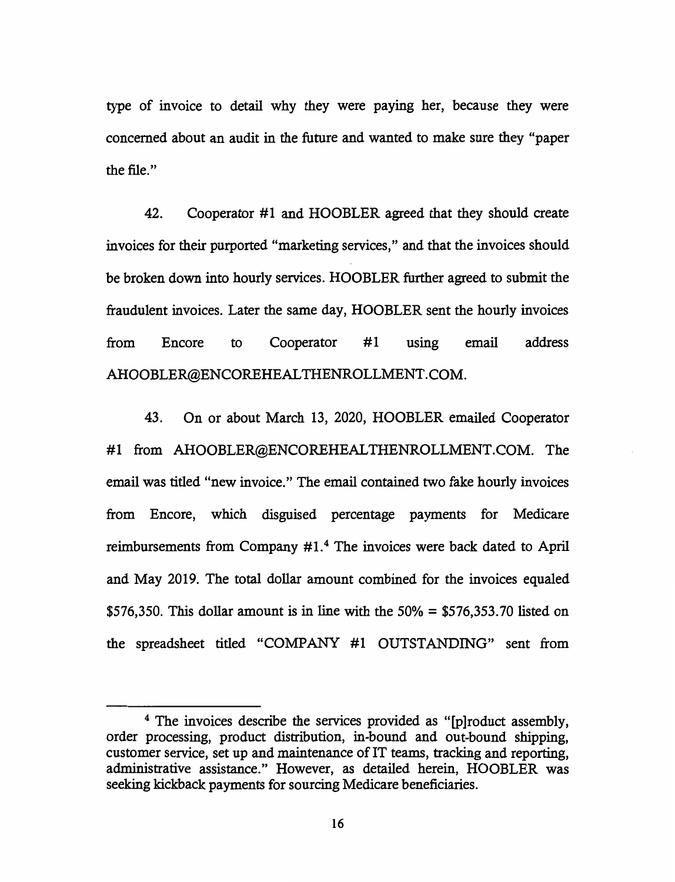type of invoice to detail why they were paying her, because they were concerned about an audit in the future and wanted to make sure they "paper the file."

42. Cooperator #1 and HOOBLER agreed that they should create invoices for their purported "marketing services," and that the invoices should be broken down into hourly services. HOOBLER further agreed to submit the fraudulent invoices. Later the same day, HOOBLER sent the hourly invoices from Encore to Cooperator #1 using email address AHOOBLER@ENCOREHEALTHENROLLMENT.COM.

43. On or about March 13, 2020, HOOBLER emailed Cooperator #1 from AHOOBLER@ENCOREHEALTHENROLLMENT.COM. The email was titled "new invoice." The email contained two fake hourly invoices from Encore, which disguised percentage payments for Medicare reimbursements from Company #1.[4] The invoices were back dated to April and May 2019. The total dollar amount combined for the invoices equaled $576,350. This dollar amount is in line with the 50% = $576,353.70 listed on the spreadsheet titled "COMPANY #1 OUTSTANDING" sent from

---

[4] The invoices describe the services provided as "[p]roduct assembly, order processing, product distribution, in-bound and out-bound shipping, customer service, set up and maintenance of IT teams, tracking and reporting, administrative assistance." However, as detailed herein, HOOBLER was seeking kickback payments for sourcing Medicare beneficiaries.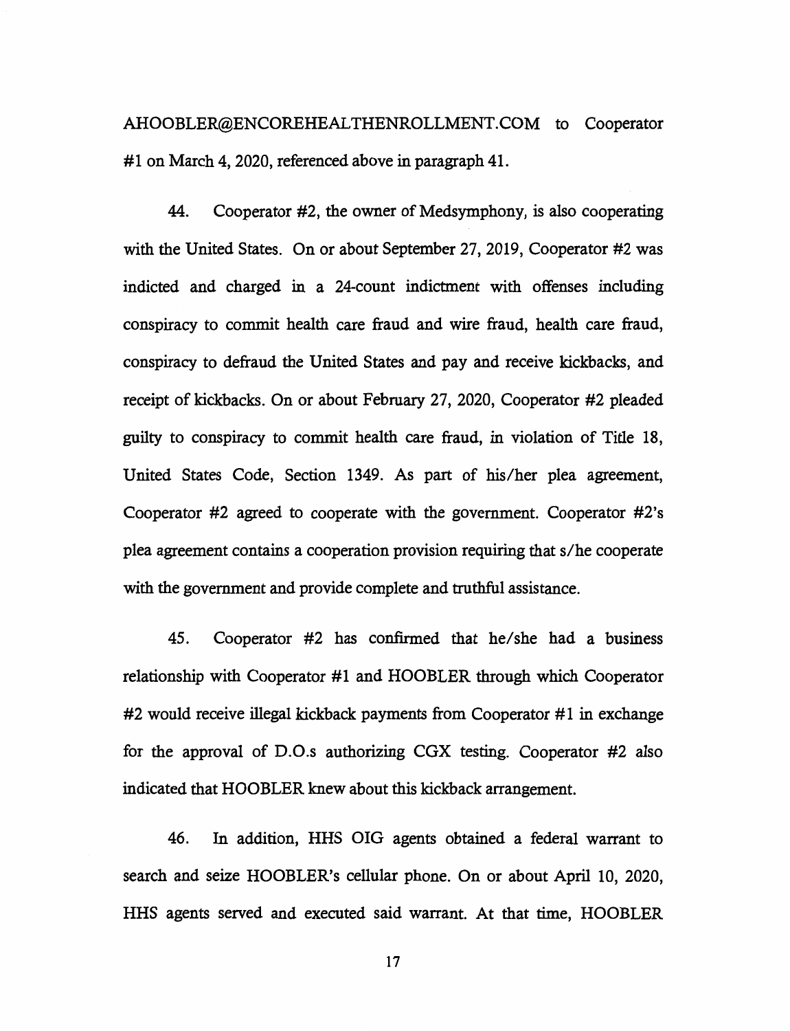AHOOBLER@ENCOREHEALTHENROLLMENT.COM to Cooperator #1 on March 4, 2020, referenced above in paragraph 41.

44. Cooperator #2, the owner of Medsymphony, is also cooperating with the United States. On or about September 27, 2019, Cooperator #2 was indicted and charged in a 24-count indictment with offenses including conspiracy to commit health care fraud and wire fraud, health care fraud, conspiracy to defraud the United States and pay and receive kickbacks, and receipt of kickbacks. On or about February 27, 2020, Cooperator #2 pleaded guilty to conspiracy to commit health care fraud, in violation of Title 18, United States Code, Section 1349. As part of his/her plea agreement, Cooperator #2 agreed to cooperate with the government. Cooperator #2's plea agreement contains a cooperation provision requiring that s/he cooperate with the government and provide complete and truthful assistance.

45. Cooperator #2 has confirmed that he/she had a business relationship with Cooperator #1 and HOOBLER through which Cooperator #2 would receive illegal kickback payments from Cooperator #1 in exchange for the approval of D.O.s authorizing CGX testing. Cooperator #2 also indicated that HOOBLER knew about this kickback arrangement.

46. In addition, HHS OIG agents obtained a federal warrant to search and seize HOOBLER's cellular phone. On or about April 10, 2020, HHS agents served and executed said warrant. At that time, HOOBLER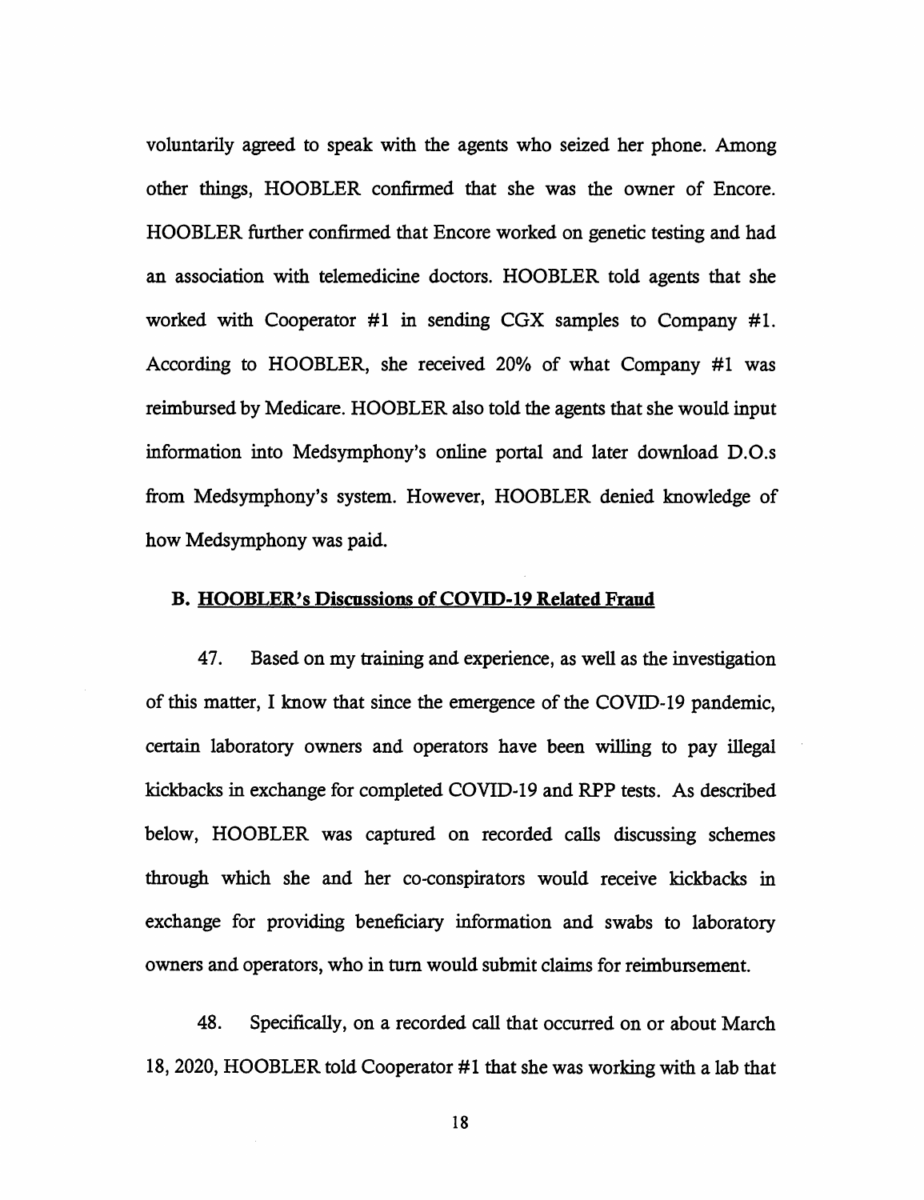voluntarily agreed to speak with the agents who seized her phone. Among other things, HOOBLER confirmed that she was the owner of Encore. HOOBLER further confirmed that Encore worked on genetic testing and had an association with telemedicine doctors. HOOBLER told agents that she worked with Cooperator #1 in sending CGX samples to Company #1. According to HOOBLER, she received 20% of what Company #1 was reimbursed by Medicare. HOOBLER also told the agents that she would input information into Medsymphony's online portal and later download D.O.s from Medsymphony's system. However, HOOBLER denied knowledge of how Medsymphony was paid.

### B. <u>HOOBLER's Discussions of COVID-19 Related Fraud</u>

47. Based on my training and experience, as well as the investigation of this matter, I know that since the emergence of the COVID-19 pandemic, certain laboratory owners and operators have been willing to pay illegal kickbacks in exchange for completed COVID-19 and RPP tests. As described below, HOOBLER was captured on recorded calls discussing schemes through which she and her co-conspirators would receive kickbacks in exchange for providing beneficiary information and swabs to laboratory owners and operators, who in turn would submit claims for reimbursement.

48. Specifically, on a recorded call that occurred on or about March 18, 2020, HOOBLER told Cooperator #1 that she was working with a lab that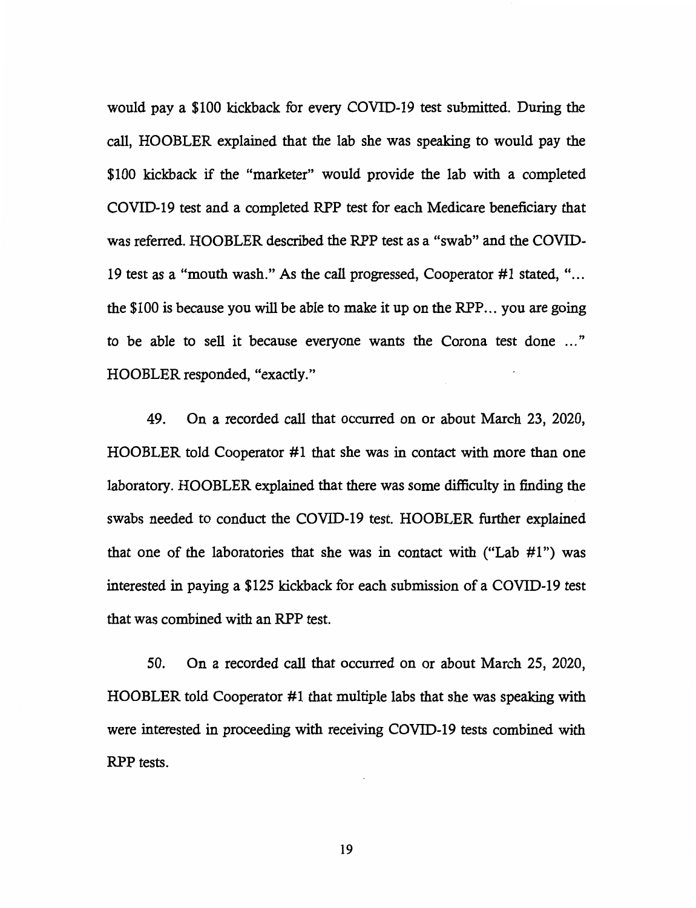would pay a $100 kickback for every COVID-19 test submitted. During the call, HOOBLER explained that the lab she was speaking to would pay the $100 kickback if the "marketer" would provide the lab with a completed COVID-19 test and a completed RPP test for each Medicare beneficiary that was referred. HOOBLER described the RPP test as a "swab" and the COVID-19 test as a "mouth wash." As the call progressed, Cooperator #1 stated, "... the $100 is because you will be able to make it up on the RPP... you are going to be able to sell it because everyone wants the Corona test done ..." HOOBLER responded, "exactly."

49. On a recorded call that occurred on or about March 23, 2020, HOOBLER told Cooperator #1 that she was in contact with more than one laboratory. HOOBLER explained that there was some difficulty in finding the swabs needed to conduct the COVID-19 test. HOOBLER further explained that one of the laboratories that she was in contact with ("Lab #1") was interested in paying a $125 kickback for each submission of a COVID-19 test that was combined with an RPP test.

50. On a recorded call that occurred on or about March 25, 2020, HOOBLER told Cooperator #1 that multiple labs that she was speaking with were interested in proceeding with receiving COVID-19 tests combined with RPP tests.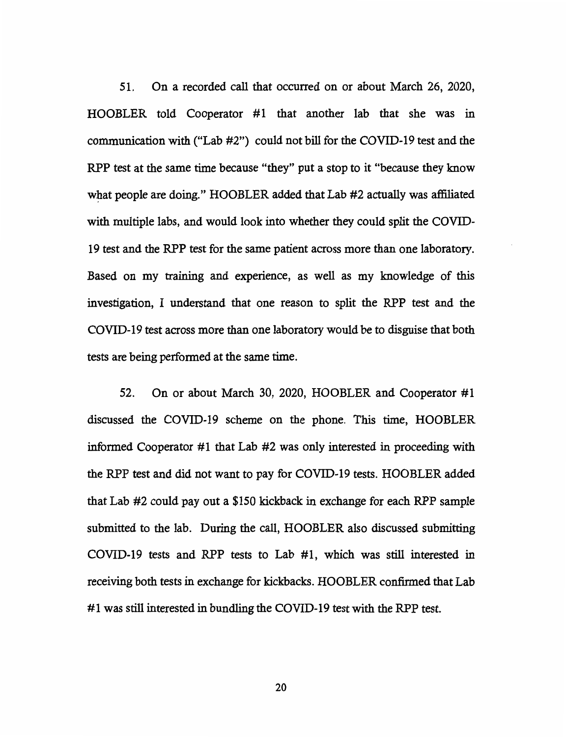51. On a recorded call that occurred on or about March 26, 2020, HOOBLER told Cooperator #1 that another lab that she was in communication with ("Lab #2") could not bill for the COVID-19 test and the RPP test at the same time because "they" put a stop to it "because they know what people are doing." HOOBLER added that Lab #2 actually was affiliated with multiple labs, and would look into whether they could split the COVID-19 test and the RPP test for the same patient across more than one laboratory. Based on my training and experience, as well as my knowledge of this investigation, I understand that one reason to split the RPP test and the COVID-19 test across more than one laboratory would be to disguise that both tests are being performed at the same time.

52. On or about March 30, 2020, HOOBLER and Cooperator #1 discussed the COVID-19 scheme on the phone. This time, HOOBLER informed Cooperator #1 that Lab #2 was only interested in proceeding with the RPP test and did not want to pay for COVID-19 tests. HOOBLER added that Lab #2 could pay out a $150 kickback in exchange for each RPP sample submitted to the lab. During the call, HOOBLER also discussed submitting COVID-19 tests and RPP tests to Lab #1, which was still interested in receiving both tests in exchange for kickbacks. HOOBLER confirmed that Lab #1 was still interested in bundling the COVID-19 test with the RPP test.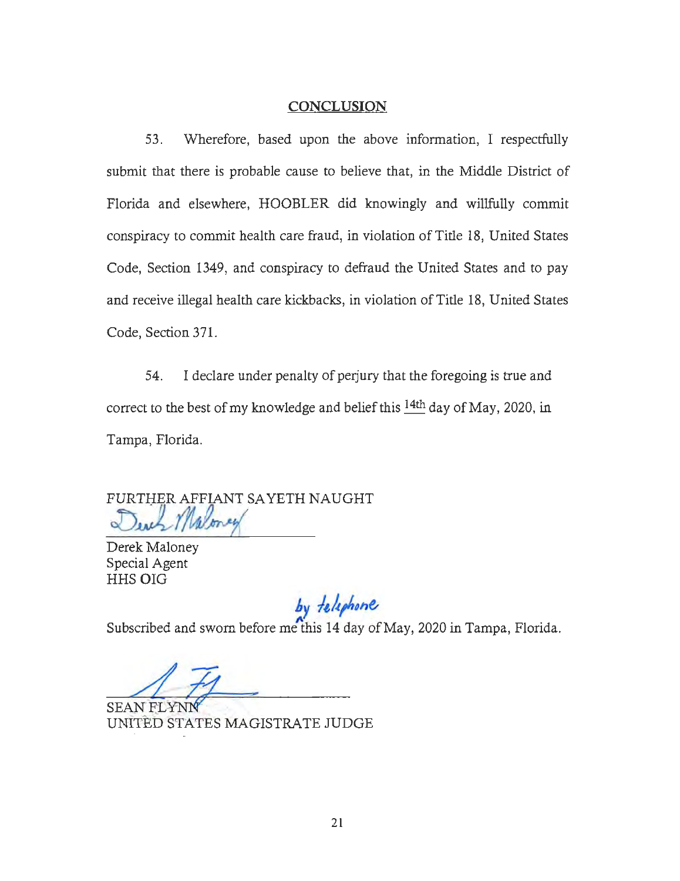## CONCLUSION

53. Wherefore, based upon the above information, I respectfully submit that there is probable cause to believe that, in the Middle District of Florida and elsewhere, HOOBLER did knowingly and willfully commit conspiracy to commit health care fraud, in violation of Title 18, United States Code, Section 1349, and conspiracy to defraud the United States and to pay and receive illegal health care kickbacks, in violation of Title 18, United States Code, Section 371.

54. I declare under penalty of perjury that the foregoing is true and correct to the best of my knowledge and belief this 14th day of May, 2020, in Tampa, Florida.

FURTHER AFFIANT SAYETH NAUGHT

Derek Maloney
Special Agent
HHS OIG

Subscribed and sworn before me by telephone this 14 day of May, 2020 in Tampa, Florida.

SEAN FLYNN
UNITED STATES MAGISTRATE JUDGE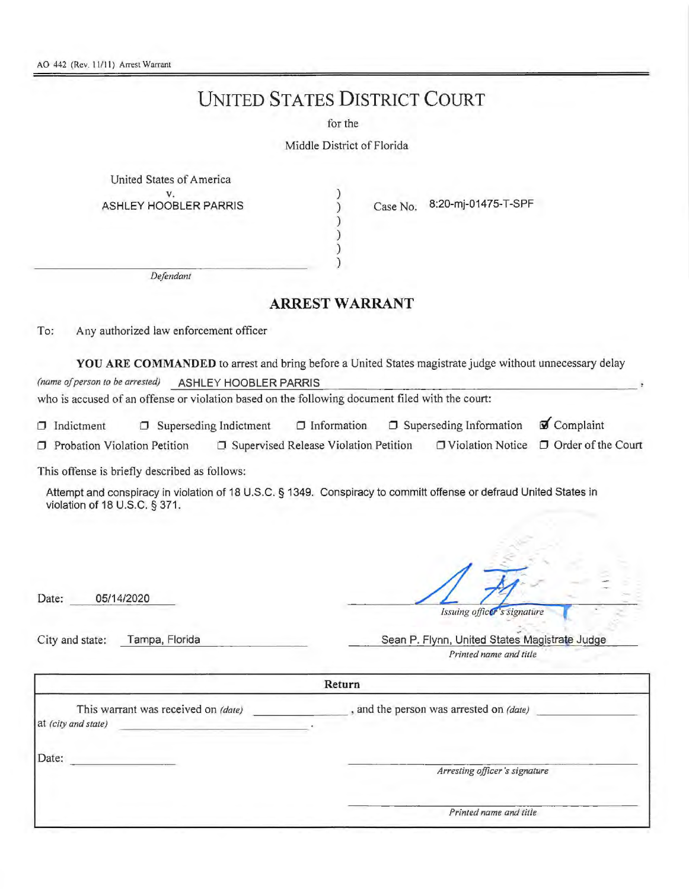AO 442 (Rev. 11/11) Arrest Warrant

# UNITED STATES DISTRICT COURT

for the

Middle District of Florida

United States of America
v.
ASHLEY HOOBLER PARRIS

*Defendant*

Case No. 8:20-mj-01475-T-SPF

## ARREST WARRANT

To: Any authorized law enforcement officer

**YOU ARE COMMANDED** to arrest and bring before a United States magistrate judge without unnecessary delay *(name of person to be arrested)* ASHLEY HOOBLER PARRIS,
who is accused of an offense or violation based on the following document filed with the court:

☐ Indictment ☐ Superseding Indictment ☐ Information ☐ Superseding Information ☑ Complaint
☐ Probation Violation Petition ☐ Supervised Release Violation Petition ☐ Violation Notice ☐ Order of the Court

This offense is briefly described as follows:

Attempt and conspiracy in violation of 18 U.S.C. § 1349. Conspiracy to commit offense or defraud United States in violation of 18 U.S.C. § 371.

Date: 05/14/2020

*Issuing officer's signature*

City and state: Tampa, Florida

Sean P. Flynn, United States Magistrate Judge
*Printed name and title*

**Return**

This warrant was received on *(date)* ________, and the person was arrested on *(date)* ________
at *(city and state)* ________.

Date: ________

*Arresting officer's signature*

*Printed name and title*